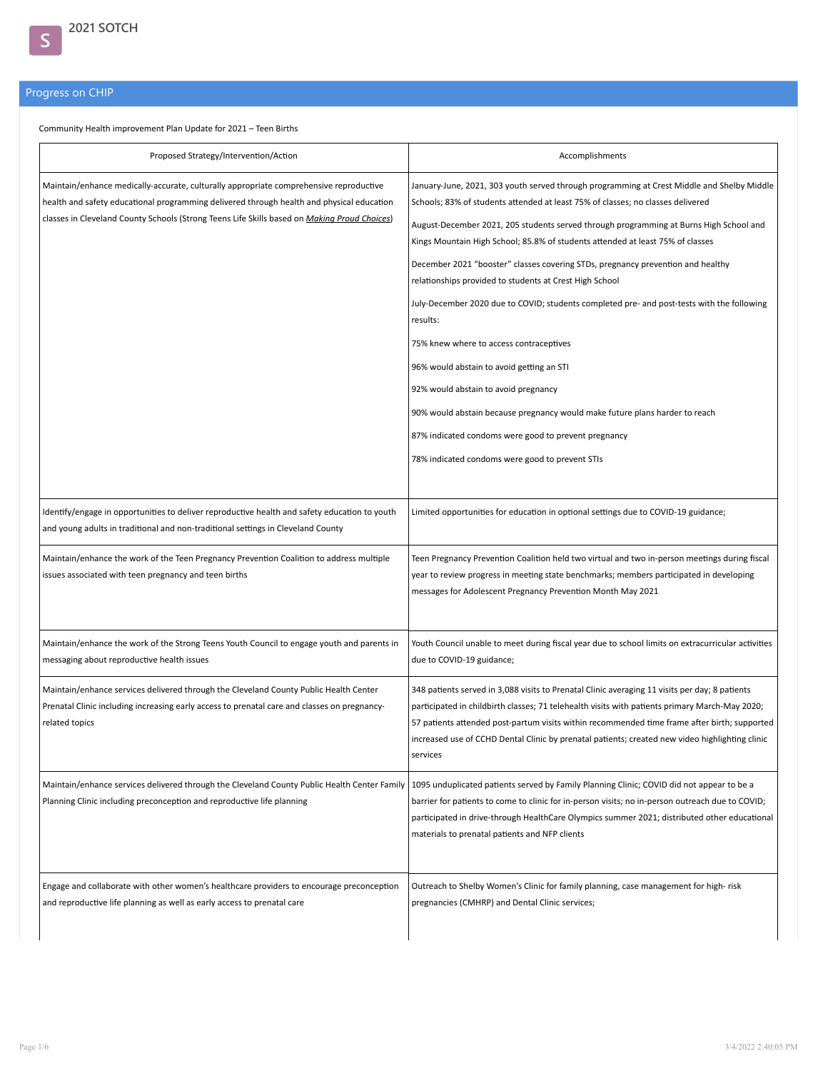# 2021 SOTCH

## Progress on CHIP

Community Health improvement Plan Update for 2021 – Teen Births

| Proposed Strategy/Intervention/Action | Accomplishments |
|---|---|
| Maintain/enhance medically-accurate, culturally appropriate comprehensive reproductive health and safety educational programming delivered through health and physical education classes in Cleveland County Schools (Strong Teens Life Skills based on ***Making Proud Choices***) | January-June, 2021, 303 youth served through programming at Crest Middle and Shelby Middle Schools; 83% of students attended at least 75% of classes; no classes delivered<br><br>August-December 2021, 205 students served through programming at Burns High School and Kings Mountain High School; 85.8% of students attended at least 75% of classes<br><br>December 2021 "booster" classes covering STDs, pregnancy prevention and healthy relationships provided to students at Crest High School<br><br>July-December 2020 due to COVID; students completed pre- and post-tests with the following results:<br><br>75% knew where to access contraceptives<br><br>96% would abstain to avoid getting an STI<br><br>92% would abstain to avoid pregnancy<br><br>90% would abstain because pregnancy would make future plans harder to reach<br><br>87% indicated condoms were good to prevent pregnancy<br><br>78% indicated condoms were good to prevent STIs |
| Identify/engage in opportunities to deliver reproductive health and safety education to youth and young adults in traditional and non-traditional settings in Cleveland County | Limited opportunities for education in optional settings due to COVID-19 guidance; |
| Maintain/enhance the work of the Teen Pregnancy Prevention Coalition to address multiple issues associated with teen pregnancy and teen births | Teen Pregnancy Prevention Coalition held two virtual and two in-person meetings during fiscal year to review progress in meeting state benchmarks; members participated in developing messages for Adolescent Pregnancy Prevention Month May 2021 |
| Maintain/enhance the work of the Strong Teens Youth Council to engage youth and parents in messaging about reproductive health issues | Youth Council unable to meet during fiscal year due to school limits on extracurricular activities due to COVID-19 guidance; |
| Maintain/enhance services delivered through the Cleveland County Public Health Center Prenatal Clinic including increasing early access to prenatal care and classes on pregnancy-related topics | 348 patients served in 3,088 visits to Prenatal Clinic averaging 11 visits per day; 8 patients participated in childbirth classes; 71 telehealth visits with patients primary March-May 2020; 57 patients attended post-partum visits within recommended time frame after birth; supported increased use of CCHD Dental Clinic by prenatal patients; created new video highlighting clinic services |
| Maintain/enhance services delivered through the Cleveland County Public Health Center Family Planning Clinic including preconception and reproductive life planning | 1095 unduplicated patients served by Family Planning Clinic; COVID did not appear to be a barrier for patients to come to clinic for in-person visits; no in-person outreach due to COVID; participated in drive-through HealthCare Olympics summer 2021; distributed other educational materials to prenatal patients and NFP clients |
| Engage and collaborate with other women's healthcare providers to encourage preconception and reproductive life planning as well as early access to prenatal care | Outreach to Shelby Women's Clinic for family planning, case management for high- risk pregnancies (CMHRP) and Dental Clinic services; |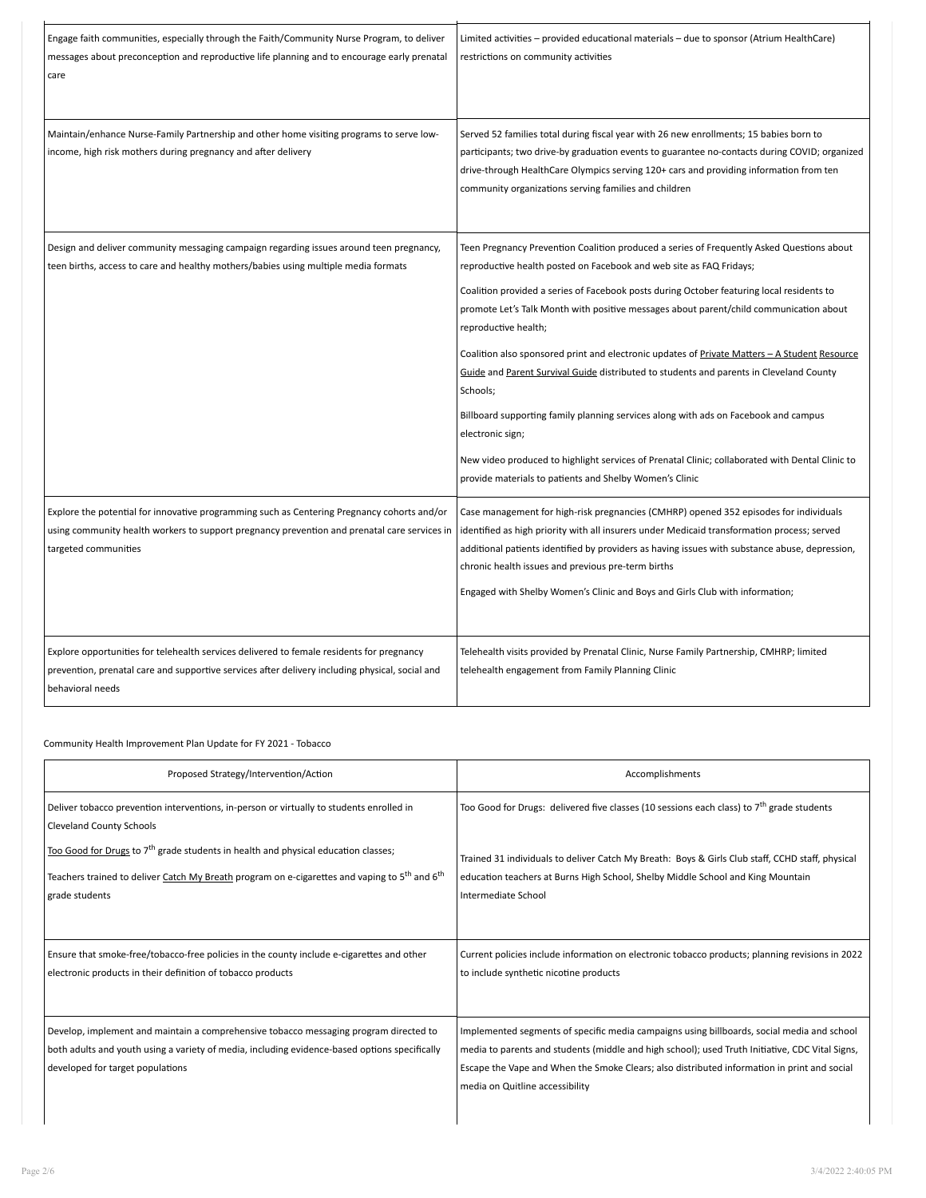| | |
|---|---|
| Engage faith communities, especially through the Faith/Community Nurse Program, to deliver messages about preconception and reproductive life planning and to encourage early prenatal care | Limited activities – provided educational materials – due to sponsor (Atrium HealthCare) restrictions on community activities |
| Maintain/enhance Nurse-Family Partnership and other home visiting programs to serve low-income, high risk mothers during pregnancy and after delivery | Served 52 families total during fiscal year with 26 new enrollments; 15 babies born to participants; two drive-by graduation events to guarantee no-contacts during COVID; organized drive-through HealthCare Olympics serving 120+ cars and providing information from ten community organizations serving families and children |
| Design and deliver community messaging campaign regarding issues around teen pregnancy, teen births, access to care and healthy mothers/babies using multiple media formats | Teen Pregnancy Prevention Coalition produced a series of Frequently Asked Questions about reproductive health posted on Facebook and web site as FAQ Fridays;<br><br>Coalition provided a series of Facebook posts during October featuring local residents to promote Let's Talk Month with positive messages about parent/child communication about reproductive health;<br><br>Coalition also sponsored print and electronic updates of Private Matters – A Student Resource Guide and Parent Survival Guide distributed to students and parents in Cleveland County Schools;<br><br>Billboard supporting family planning services along with ads on Facebook and campus electronic sign;<br><br>New video produced to highlight services of Prenatal Clinic; collaborated with Dental Clinic to provide materials to patients and Shelby Women's Clinic |
| Explore the potential for innovative programming such as Centering Pregnancy cohorts and/or using community health workers to support pregnancy prevention and prenatal care services in targeted communities | Case management for high-risk pregnancies (CMHRP) opened 352 episodes for individuals identified as high priority with all insurers under Medicaid transformation process; served additional patients identified by providers as having issues with substance abuse, depression, chronic health issues and previous pre-term births<br><br>Engaged with Shelby Women's Clinic and Boys and Girls Club with information; |
| Explore opportunities for telehealth services delivered to female residents for pregnancy prevention, prenatal care and supportive services after delivery including physical, social and behavioral needs | Telehealth visits provided by Prenatal Clinic, Nurse Family Partnership, CMHRP; limited telehealth engagement from Family Planning Clinic |

Community Health Improvement Plan Update for FY 2021 - Tobacco

| Proposed Strategy/Intervention/Action | Accomplishments |
|---|---|
| Deliver tobacco prevention interventions, in-person or virtually to students enrolled in Cleveland County Schools<br><br>Too Good for Drugs to 7th grade students in health and physical education classes;<br><br>Teachers trained to deliver Catch My Breath program on e-cigarettes and vaping to 5th and 6th grade students | Too Good for Drugs: delivered five classes (10 sessions each class) to 7th grade students<br><br>Trained 31 individuals to deliver Catch My Breath: Boys & Girls Club staff, CCHD staff, physical education teachers at Burns High School, Shelby Middle School and King Mountain Intermediate School |
| Ensure that smoke-free/tobacco-free policies in the county include e-cigarettes and other electronic products in their definition of tobacco products | Current policies include information on electronic tobacco products; planning revisions in 2022 to include synthetic nicotine products |
| Develop, implement and maintain a comprehensive tobacco messaging program directed to both adults and youth using a variety of media, including evidence-based options specifically developed for target populations | Implemented segments of specific media campaigns using billboards, social media and school media to parents and students (middle and high school); used Truth Initiative, CDC Vital Signs, Escape the Vape and When the Smoke Clears; also distributed information in print and social media on Quitline accessibility |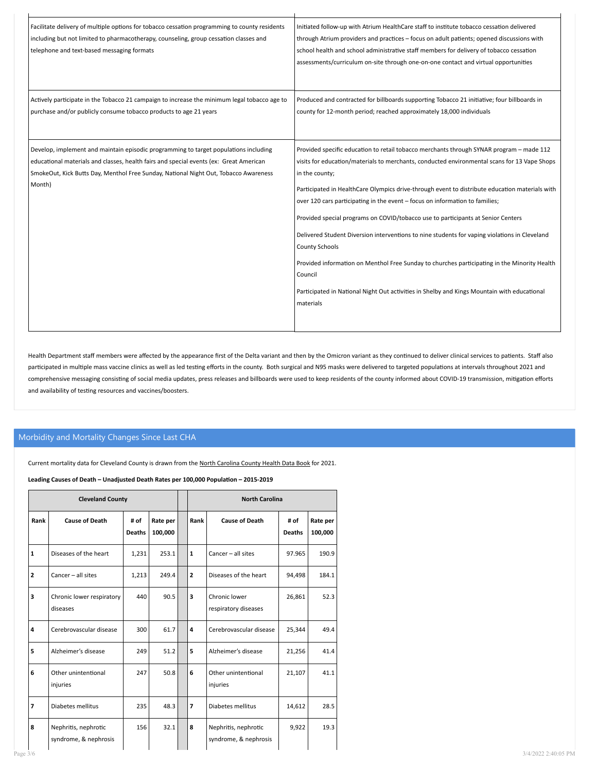| | |
|---|---|
| Facilitate delivery of multiple options for tobacco cessation programming to county residents including but not limited to pharmacotherapy, counseling, group cessation classes and telephone and text-based messaging formats | Initiated follow-up with Atrium HealthCare staff to institute tobacco cessation delivered through Atrium providers and practices – focus on adult patients; opened discussions with school health and school administrative staff members for delivery of tobacco cessation assessments/curriculum on-site through one-on-one contact and virtual opportunities |
| Actively participate in the Tobacco 21 campaign to increase the minimum legal tobacco age to purchase and/or publicly consume tobacco products to age 21 years | Produced and contracted for billboards supporting Tobacco 21 initiative; four billboards in county for 12-month period; reached approximately 18,000 individuals |
| Develop, implement and maintain episodic programming to target populations including educational materials and classes, health fairs and special events (ex: Great American SmokeOut, Kick Butts Day, Menthol Free Sunday, National Night Out, Tobacco Awareness Month) | Provided specific education to retail tobacco merchants through SYNAR program – made 112 visits for education/materials to merchants, conducted environmental scans for 13 Vape Shops in the county;<br><br>Participated in HealthCare Olympics drive-through event to distribute education materials with over 120 cars participating in the event – focus on information to families;<br><br>Provided special programs on COVID/tobacco use to participants at Senior Centers<br><br>Delivered Student Diversion interventions to nine students for vaping violations in Cleveland County Schools<br><br>Provided information on Menthol Free Sunday to churches participating in the Minority Health Council<br><br>Participated in National Night Out activities in Shelby and Kings Mountain with educational materials |

Health Department staff members were affected by the appearance first of the Delta variant and then by the Omicron variant as they continued to deliver clinical services to patients. Staff also participated in multiple mass vaccine clinics as well as led testing efforts in the county. Both surgical and N95 masks were delivered to targeted populations at intervals throughout 2021 and comprehensive messaging consisting of social media updates, press releases and billboards were used to keep residents of the county informed about COVID-19 transmission, mitigation efforts and availability of testing resources and vaccines/boosters.

## Morbidity and Mortality Changes Since Last CHA

Current mortality data for Cleveland County is drawn from the North Carolina County Health Data Book for 2021.

**Leading Causes of Death – Unadjusted Death Rates per 100,000 Population – 2015-2019**

| Cleveland County | | | | | North Carolina | | | |
|---|---|---|---|---|---|---|---|---|
| **Rank** | **Cause of Death** | **# of Deaths** | **Rate per 100,000** | | **Rank** | **Cause of Death** | **# of Deaths** | **Rate per 100,000** |
| **1** | Diseases of the heart | 1,231 | 253.1 | | **1** | Cancer – all sites | 97.965 | 190.9 |
| **2** | Cancer – all sites | 1,213 | 249.4 | | **2** | Diseases of the heart | 94,498 | 184.1 |
| **3** | Chronic lower respiratory diseases | 440 | 90.5 | | **3** | Chronic lower respiratory diseases | 26,861 | 52.3 |
| **4** | Cerebrovascular disease | 300 | 61.7 | | **4** | Cerebrovascular disease | 25,344 | 49.4 |
| **5** | Alzheimer's disease | 249 | 51.2 | | **5** | Alzheimer's disease | 21,256 | 41.4 |
| **6** | Other unintentional injuries | 247 | 50.8 | | **6** | Other unintentional injuries | 21,107 | 41.1 |
| **7** | Diabetes mellitus | 235 | 48.3 | | **7** | Diabetes mellitus | 14,612 | 28.5 |
| **8** | Nephritis, nephrotic syndrome, & nephrosis | 156 | 32.1 | | **8** | Nephritis, nephrotic syndrome, & nephrosis | 9,922 | 19.3 |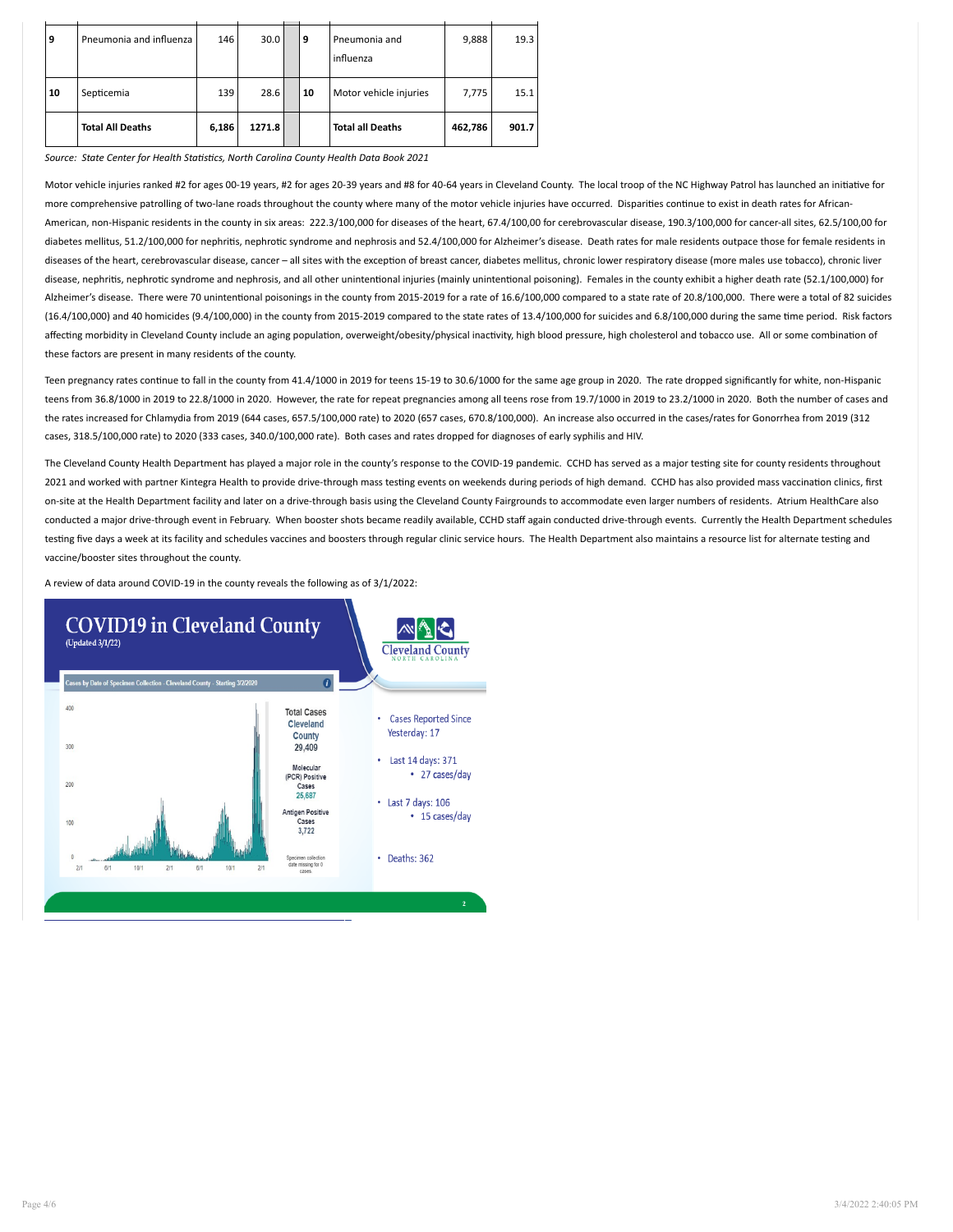| | | | | | | | | |
|---|---|---|---|---|---|---|---|---|
| 9 | Pneumonia and influenza | 146 | 30.0 | | 9 | Pneumonia and influenza | 9,888 | 19.3 |
| 10 | Septicemia | 139 | 28.6 | | 10 | Motor vehicle injuries | 7,775 | 15.1 |
| | **Total All Deaths** | **6,186** | **1271.8** | | | **Total all Deaths** | **462,786** | **901.7** |

*Source: State Center for Health Statistics, North Carolina County Health Data Book 2021*

Motor vehicle injuries ranked #2 for ages 00-19 years, #2 for ages 20-39 years and #8 for 40-64 years in Cleveland County. The local troop of the NC Highway Patrol has launched an initiative for more comprehensive patrolling of two-lane roads throughout the county where many of the motor vehicle injuries have occurred. Disparities continue to exist in death rates for African-American, non-Hispanic residents in the county in six areas: 222.3/100,000 for diseases of the heart, 67.4/100,00 for cerebrovascular disease, 190.3/100,000 for cancer-all sites, 62.5/100,00 for diabetes mellitus, 51.2/100,000 for nephritis, nephrotic syndrome and nephrosis and 52.4/100,000 for Alzheimer's disease. Death rates for male residents outpace those for female residents in diseases of the heart, cerebrovascular disease, cancer – all sites with the exception of breast cancer, diabetes mellitus, chronic lower respiratory disease (more males use tobacco), chronic liver disease, nephritis, nephrotic syndrome and nephrosis, and all other unintentional injuries (mainly unintentional poisoning). Females in the county exhibit a higher death rate (52.1/100,000) for Alzheimer's disease. There were 70 unintentional poisonings in the county from 2015-2019 for a rate of 16.6/100,000 compared to a state rate of 20.8/100,000. There were a total of 82 suicides (16.4/100,000) and 40 homicides (9.4/100,000) in the county from 2015-2019 compared to the state rates of 13.4/100,000 for suicides and 6.8/100,000 during the same time period. Risk factors affecting morbidity in Cleveland County include an aging population, overweight/obesity/physical inactivity, high blood pressure, high cholesterol and tobacco use. All or some combination of these factors are present in many residents of the county.

Teen pregnancy rates continue to fall in the county from 41.4/1000 in 2019 for teens 15-19 to 30.6/1000 for the same age group in 2020. The rate dropped significantly for white, non-Hispanic teens from 36.8/1000 in 2019 to 22.8/1000 in 2020. However, the rate for repeat pregnancies among all teens rose from 19.7/1000 in 2019 to 23.2/1000 in 2020. Both the number of cases and the rates increased for Chlamydia from 2019 (644 cases, 657.5/100,000 rate) to 2020 (657 cases, 670.8/100,000). An increase also occurred in the cases/rates for Gonorrhea from 2019 (312 cases, 318.5/100,000 rate) to 2020 (333 cases, 340.0/100,000 rate). Both cases and rates dropped for diagnoses of early syphilis and HIV.

The Cleveland County Health Department has played a major role in the county's response to the COVID-19 pandemic. CCHD has served as a major testing site for county residents throughout 2021 and worked with partner Kintegra Health to provide drive-through mass testing events on weekends during periods of high demand. CCHD has also provided mass vaccination clinics, first on-site at the Health Department facility and later on a drive-through basis using the Cleveland County Fairgrounds to accommodate even larger numbers of residents. Atrium HealthCare also conducted a major drive-through event in February. When booster shots became readily available, CCHD staff again conducted drive-through events. Currently the Health Department schedules testing five days a week at its facility and schedules vaccines and boosters through regular clinic service hours. The Health Department also maintains a resource list for alternate testing and vaccine/booster sites throughout the county.

A review of data around COVID-19 in the county reveals the following as of 3/1/2022:

**COVID19 in Cleveland County**
(Updated 3/1/22)

Cases by Date of Specimen Collection - Cleveland County - Starting 3/2/2020

Total Cases Cleveland County: 29,409
Molecular (PCR) Positive Cases: 25,687
Antigen Positive Cases: 3,722
Specimen collection date missing for 0 cases.

- Cases Reported Since Yesterday: 17
- Last 14 days: 371
  - 27 cases/day
- Last 7 days: 106
  - 15 cases/day
- Deaths: 362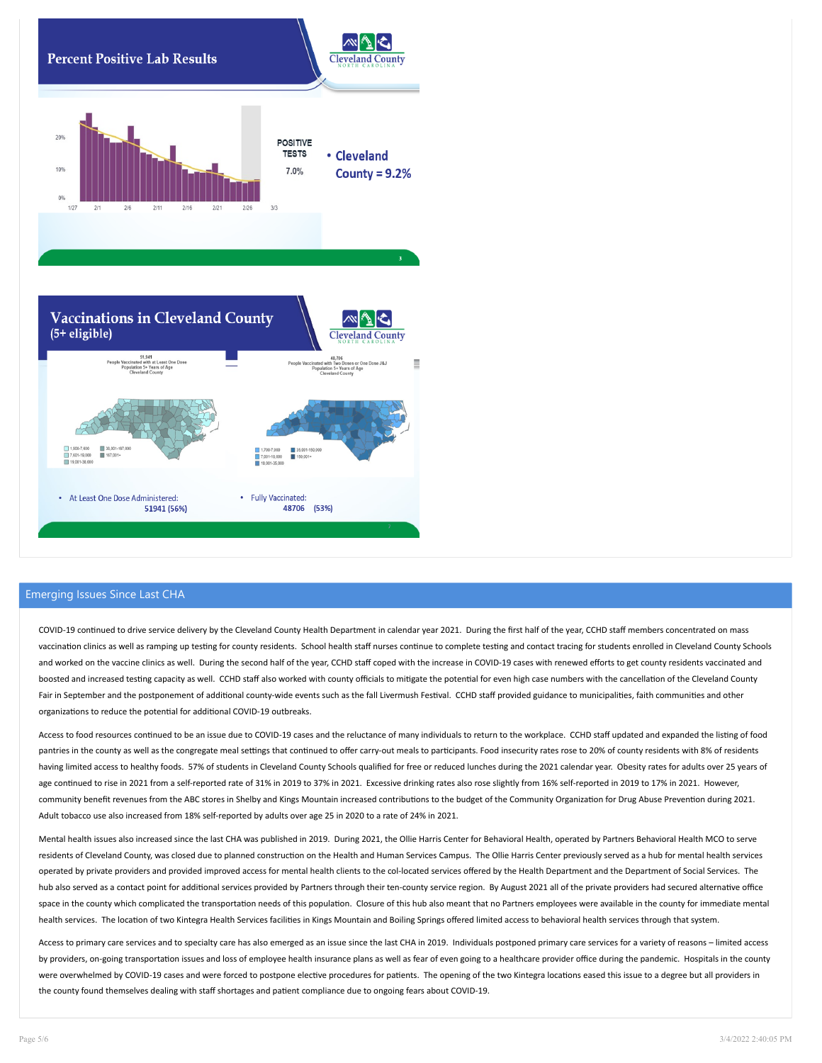## Percent Positive Lab Results

POSITIVE TESTS 7.0%

- Cleveland County = 9.2%

## Vaccinations in Cleveland County (5+ eligible)

- At Least One Dose Administered: 51941 (56%)
- Fully Vaccinated: 48706 (53%)

## Emerging Issues Since Last CHA

COVID-19 continued to drive service delivery by the Cleveland County Health Department in calendar year 2021. During the first half of the year, CCHD staff members concentrated on mass vaccination clinics as well as ramping up testing for county residents. School health staff nurses continue to complete testing and contact tracing for students enrolled in Cleveland County Schools and worked on the vaccine clinics as well. During the second half of the year, CCHD staff coped with the increase in COVID-19 cases with renewed efforts to get county residents vaccinated and boosted and increased testing capacity as well. CCHD staff also worked with county officials to mitigate the potential for even high case numbers with the cancellation of the Cleveland County Fair in September and the postponement of additional county-wide events such as the fall Livermush Festival. CCHD staff provided guidance to municipalities, faith communities and other organizations to reduce the potential for additional COVID-19 outbreaks.

Access to food resources continued to be an issue due to COVID-19 cases and the reluctance of many individuals to return to the workplace. CCHD staff updated and expanded the listing of food pantries in the county as well as the congregate meal settings that continued to offer carry-out meals to participants. Food insecurity rates rose to 20% of county residents with 8% of residents having limited access to healthy foods. 57% of students in Cleveland County Schools qualified for free or reduced lunches during the 2021 calendar year. Obesity rates for adults over 25 years of age continued to rise in 2021 from a self-reported rate of 31% in 2019 to 37% in 2021. Excessive drinking rates also rose slightly from 16% self-reported in 2019 to 17% in 2021. However, community benefit revenues from the ABC stores in Shelby and Kings Mountain increased contributions to the budget of the Community Organization for Drug Abuse Prevention during 2021. Adult tobacco use also increased from 18% self-reported by adults over age 25 in 2020 to a rate of 24% in 2021.

Mental health issues also increased since the last CHA was published in 2019. During 2021, the Ollie Harris Center for Behavioral Health, operated by Partners Behavioral Health MCO to serve residents of Cleveland County, was closed due to planned construction on the Health and Human Services Campus. The Ollie Harris Center previously served as a hub for mental health services operated by private providers and provided improved access for mental health clients to the col-located services offered by the Health Department and the Department of Social Services. The hub also served as a contact point for additional services provided by Partners through their ten-county service region. By August 2021 all of the private providers had secured alternative office space in the county which complicated the transportation needs of this population. Closure of this hub also meant that no Partners employees were available in the county for immediate mental health services. The location of two Kintegra Health Services facilities in Kings Mountain and Boiling Springs offered limited access to behavioral health services through that system.

Access to primary care services and to specialty care has also emerged as an issue since the last CHA in 2019. Individuals postponed primary care services for a variety of reasons – limited access by providers, on-going transportation issues and loss of employee health insurance plans as well as fear of even going to a healthcare provider office during the pandemic. Hospitals in the county were overwhelmed by COVID-19 cases and were forced to postpone elective procedures for patients. The opening of the two Kintegra locations eased this issue to a degree but all providers in the county found themselves dealing with staff shortages and patient compliance due to ongoing fears about COVID-19.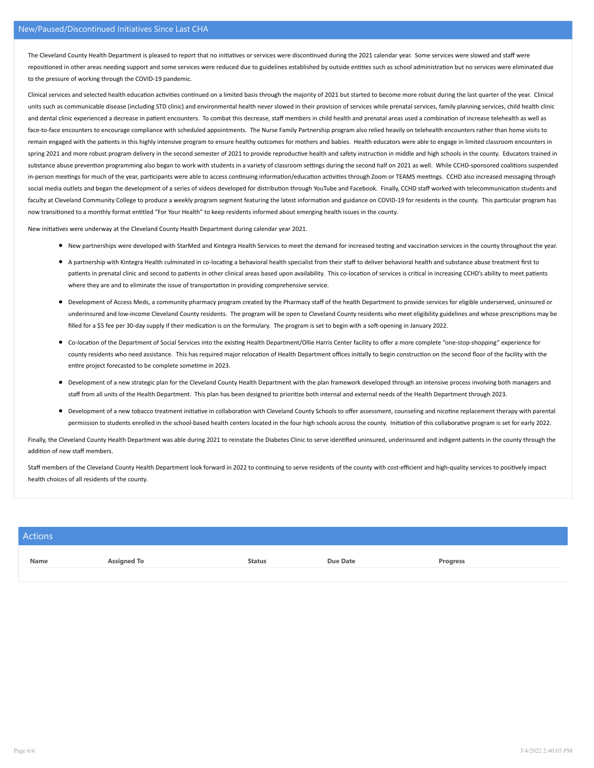## New/Paused/Discontinued Initiatives Since Last CHA

The Cleveland County Health Department is pleased to report that no initiatives or services were discontinued during the 2021 calendar year. Some services were slowed and staff were repositioned in other areas needing support and some services were reduced due to guidelines established by outside entities such as school administration but no services were eliminated due to the pressure of working through the COVID-19 pandemic.

Clinical services and selected health education activities continued on a limited basis through the majority of 2021 but started to become more robust during the last quarter of the year. Clinical units such as communicable disease (including STD clinic) and environmental health never slowed in their provision of services while prenatal services, family planning services, child health clinic and dental clinic experienced a decrease in patient encounters. To combat this decrease, staff members in child health and prenatal areas used a combination of increase telehealth as well as face-to-face encounters to encourage compliance with scheduled appointments. The Nurse Family Partnership program also relied heavily on telehealth encounters rather than home visits to remain engaged with the patients in this highly intensive program to ensure healthy outcomes for mothers and babies. Health educators were able to engage in limited classroom encounters in spring 2021 and more robust program delivery in the second semester of 2021 to provide reproductive health and safety instruction in middle and high schools in the county. Educators trained in substance abuse prevention programming also began to work with students in a variety of classroom settings during the second half on 2021 as well. While CCHD-sponsored coalitions suspended in-person meetings for much of the year, participants were able to access continuing information/education activities through Zoom or TEAMS meetings. CCHD also increased messaging through social media outlets and began the development of a series of videos developed for distribution through YouTube and Facebook. Finally, CCHD staff worked with telecommunication students and faculty at Cleveland Community College to produce a weekly program segment featuring the latest information and guidance on COVID-19 for residents in the county. This particular program has now transitioned to a monthly format entitled "For Your Health" to keep residents informed about emerging health issues in the county.

New initiatives were underway at the Cleveland County Health Department during calendar year 2021.

- New partnerships were developed with StarMed and Kintegra Health Services to meet the demand for increased testing and vaccination services in the county throughout the year.
- A partnership with Kintegra Health culminated in co-locating a behavioral health specialist from their staff to deliver behavioral health and substance abuse treatment first to patients in prenatal clinic and second to patients in other clinical areas based upon availability. This co-location of services is critical in increasing CCHD's ability to meet patients where they are and to eliminate the issue of transportation in providing comprehensive service.
- Development of Access Meds, a community pharmacy program created by the Pharmacy staff of the health Department to provide services for eligible underserved, uninsured or underinsured and low-income Cleveland County residents. The program will be open to Cleveland County residents who meet eligibility guidelines and whose prescriptions may be filled for a $5 fee per 30-day supply if their medication is on the formulary. The program is set to begin with a soft-opening in January 2022.
- Co-location of the Department of Social Services into the existing Health Department/Ollie Harris Center facility to offer a more complete "one-stop-shopping" experience for county residents who need assistance. This has required major relocation of Health Department offices initially to begin construction on the second floor of the facility with the entire project forecasted to be complete sometime in 2023.
- Development of a new strategic plan for the Cleveland County Health Department with the plan framework developed through an intensive process involving both managers and staff from all units of the Health Department. This plan has been designed to prioritize both internal and external needs of the Health Department through 2023.
- Development of a new tobacco treatment initiative in collaboration with Cleveland County Schools to offer assessment, counseling and nicotine replacement therapy with parental permission to students enrolled in the school-based health centers located in the four high schools across the county. Initiation of this collaborative program is set for early 2022.

Finally, the Cleveland County Health Department was able during 2021 to reinstate the Diabetes Clinic to serve identified uninsured, underinsured and indigent patients in the county through the addition of new staff members.

Staff members of the Cleveland County Health Department look forward in 2022 to continuing to serve residents of the county with cost-efficient and high-quality services to positively impact health choices of all residents of the county.

## Actions

| Name | Assigned To | Status | Due Date | Progress |
|---|---|---|---|---|